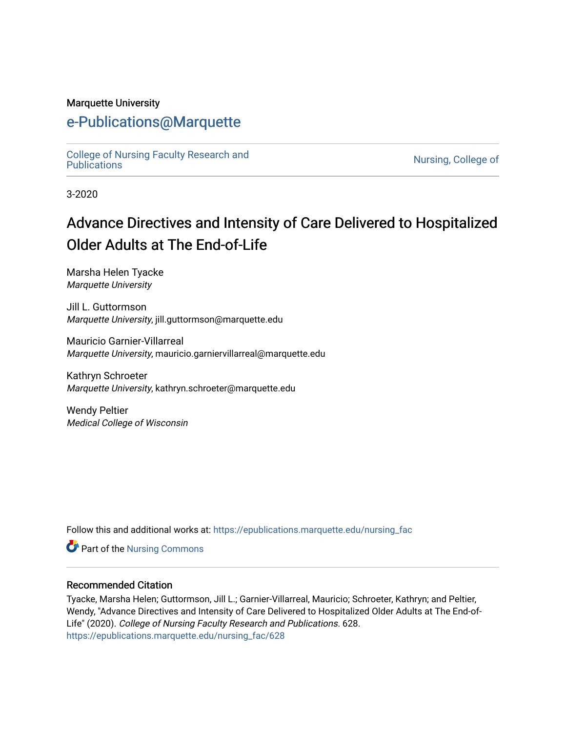Marquette University

# e-Publications@Marquette

College of Nursing Faculty Research and Publications

Nursing, College of

3-2020

# Advance Directives and Intensity of Care Delivered to Hospitalized Older Adults at The End-of-Life

Marsha Helen Tyacke
*Marquette University*

Jill L. Guttormson
*Marquette University*, jill.guttormson@marquette.edu

Mauricio Garnier-Villarreal
*Marquette University*, mauricio.garniervillarreal@marquette.edu

Kathryn Schroeter
*Marquette University*, kathryn.schroeter@marquette.edu

Wendy Peltier
*Medical College of Wisconsin*

Follow this and additional works at: https://epublications.marquette.edu/nursing_fac

Part of the Nursing Commons

## Recommended Citation

Tyacke, Marsha Helen; Guttormson, Jill L.; Garnier-Villarreal, Mauricio; Schroeter, Kathryn; and Peltier, Wendy, "Advance Directives and Intensity of Care Delivered to Hospitalized Older Adults at The End-of-Life" (2020). *College of Nursing Faculty Research and Publications*. 628.
https://epublications.marquette.edu/nursing_fac/628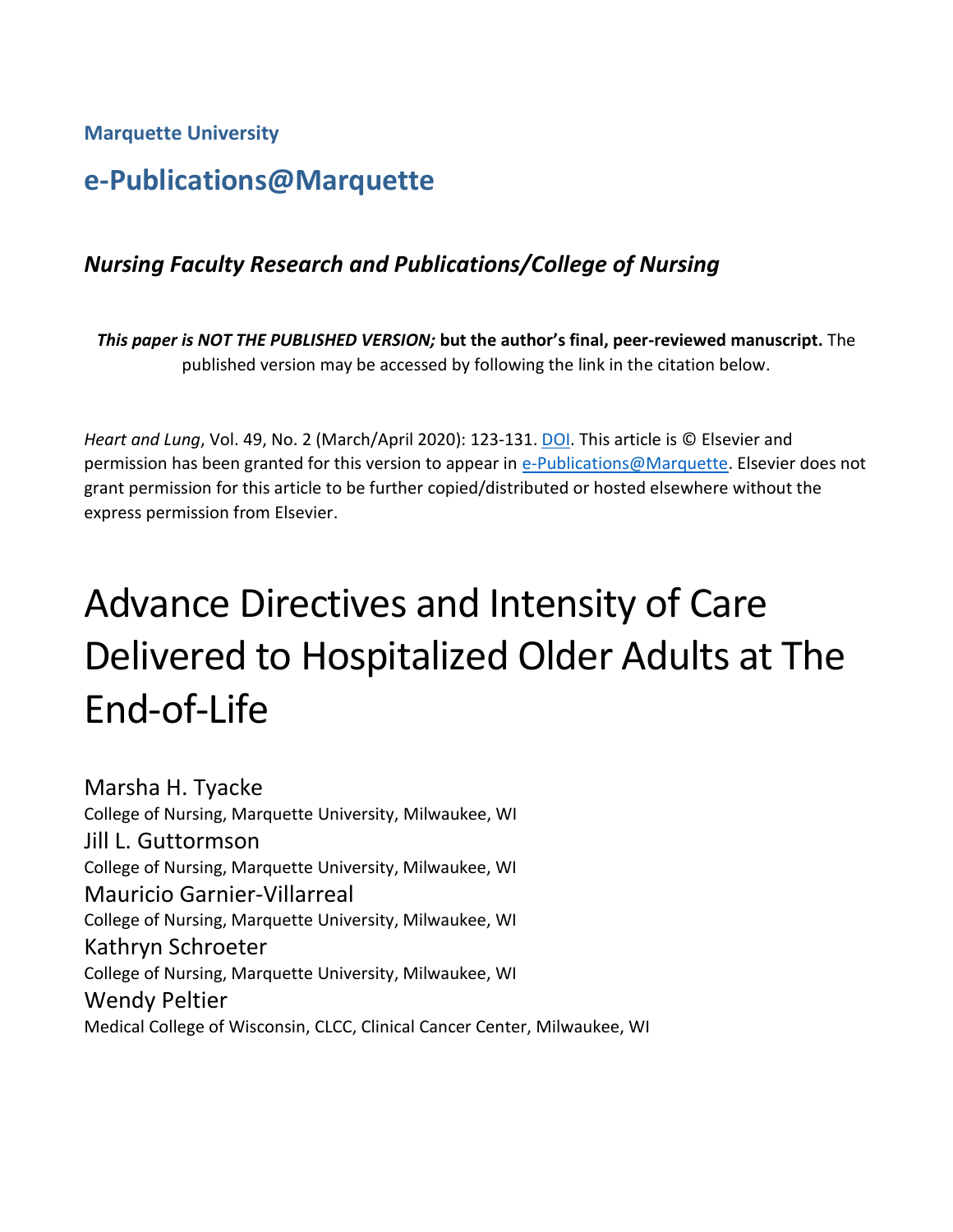Marquette University

# e-Publications@Marquette

### *Nursing Faculty Research and Publications/College of Nursing*

***This paper is NOT THE PUBLISHED VERSION;* but the author's final, peer-reviewed manuscript.** The published version may be accessed by following the link in the citation below.

*Heart and Lung*, Vol. 49, No. 2 (March/April 2020): 123-131. DOI. This article is © Elsevier and permission has been granted for this version to appear in e-Publications@Marquette. Elsevier does not grant permission for this article to be further copied/distributed or hosted elsewhere without the express permission from Elsevier.

# Advance Directives and Intensity of Care Delivered to Hospitalized Older Adults at The End-of-Life

Marsha H. Tyacke
College of Nursing, Marquette University, Milwaukee, WI

Jill L. Guttormson
College of Nursing, Marquette University, Milwaukee, WI

Mauricio Garnier-Villarreal
College of Nursing, Marquette University, Milwaukee, WI

Kathryn Schroeter
College of Nursing, Marquette University, Milwaukee, WI

Wendy Peltier
Medical College of Wisconsin, CLCC, Clinical Cancer Center, Milwaukee, WI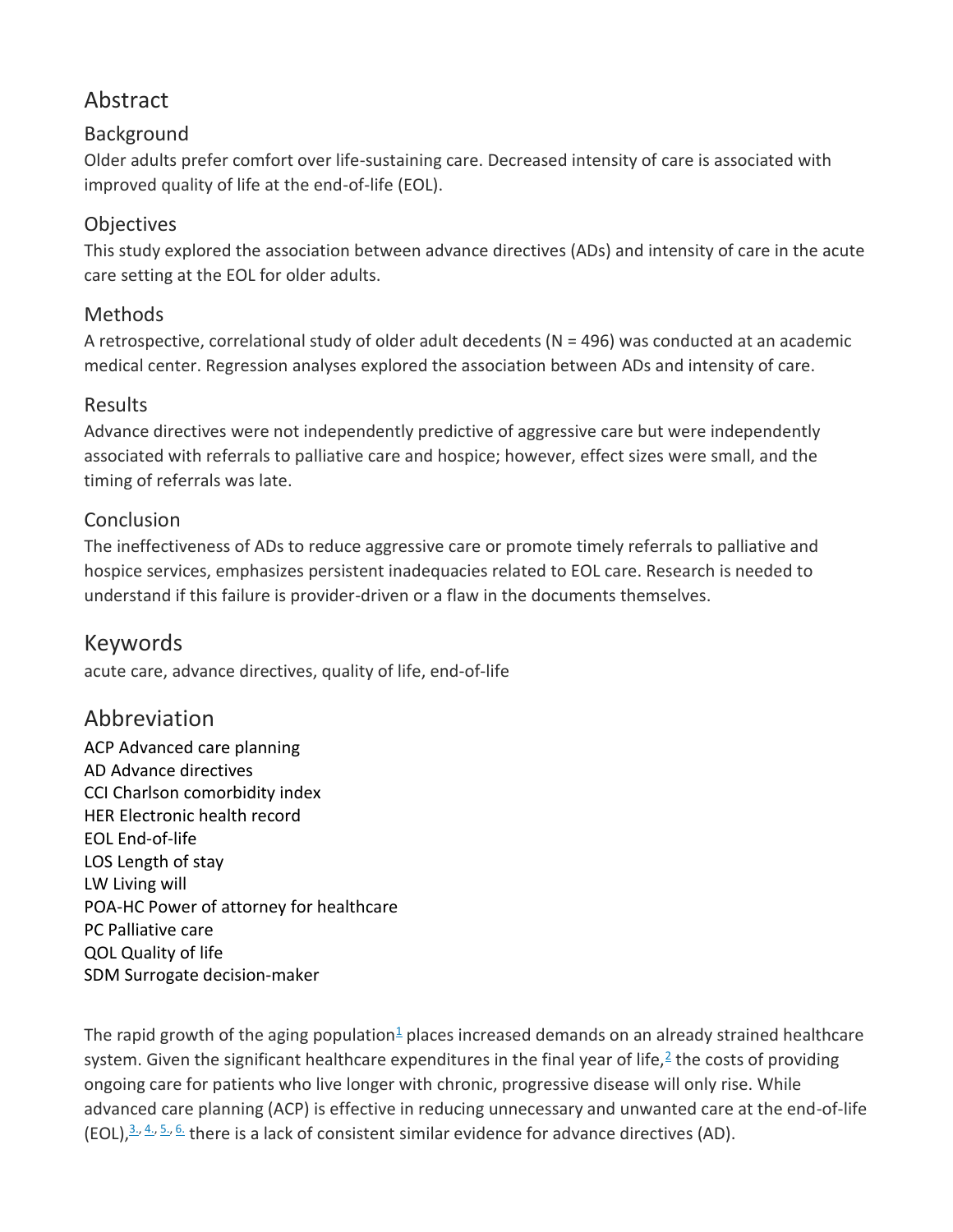## Abstract

### Background

Older adults prefer comfort over life-sustaining care. Decreased intensity of care is associated with improved quality of life at the end-of-life (EOL).

### Objectives

This study explored the association between advance directives (ADs) and intensity of care in the acute care setting at the EOL for older adults.

### Methods

A retrospective, correlational study of older adult decedents (N = 496) was conducted at an academic medical center. Regression analyses explored the association between ADs and intensity of care.

### Results

Advance directives were not independently predictive of aggressive care but were independently associated with referrals to palliative care and hospice; however, effect sizes were small, and the timing of referrals was late.

### Conclusion

The ineffectiveness of ADs to reduce aggressive care or promote timely referrals to palliative and hospice services, emphasizes persistent inadequacies related to EOL care. Research is needed to understand if this failure is provider-driven or a flaw in the documents themselves.

## Keywords

acute care, advance directives, quality of life, end-of-life

## Abbreviation

ACP Advanced care planning
AD Advance directives
CCI Charlson comorbidity index
HER Electronic health record
EOL End-of-life
LOS Length of stay
LW Living will
POA-HC Power of attorney for healthcare
PC Palliative care
QOL Quality of life
SDM Surrogate decision-maker

The rapid growth of the aging population[1] places increased demands on an already strained healthcare system. Given the significant healthcare expenditures in the final year of life,[2] the costs of providing ongoing care for patients who live longer with chronic, progressive disease will only rise. While advanced care planning (ACP) is effective in reducing unnecessary and unwanted care at the end-of-life (EOL),[3, 4, 5, 6] there is a lack of consistent similar evidence for advance directives (AD).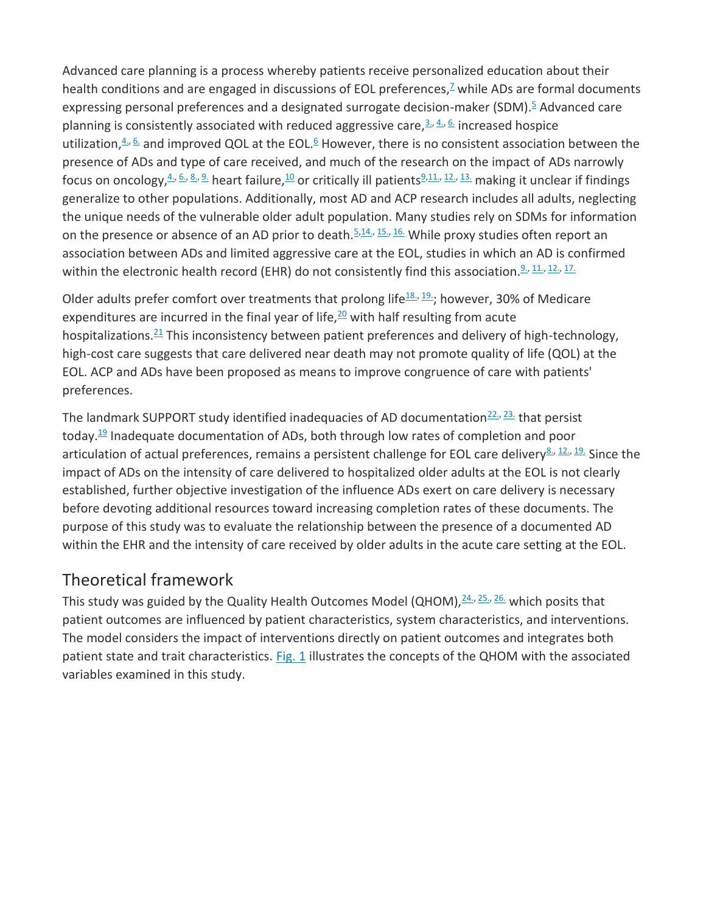Advanced care planning is a process whereby patients receive personalized education about their health conditions and are engaged in discussions of EOL preferences,[7] while ADs are formal documents expressing personal preferences and a designated surrogate decision-maker (SDM).[5] Advanced care planning is consistently associated with reduced aggressive care,[3,4,6] increased hospice utilization,[4,6] and improved QOL at the EOL.[6] However, there is no consistent association between the presence of ADs and type of care received, and much of the research on the impact of ADs narrowly focus on oncology,[4,6,8,9] heart failure,[10] or critically ill patients[9,11,12,13] making it unclear if findings generalize to other populations. Additionally, most AD and ACP research includes all adults, neglecting the unique needs of the vulnerable older adult population. Many studies rely on SDMs for information on the presence or absence of an AD prior to death.[5,14,15,16] While proxy studies often report an association between ADs and limited aggressive care at the EOL, studies in which an AD is confirmed within the electronic health record (EHR) do not consistently find this association.[9,11,12,17]

Older adults prefer comfort over treatments that prolong life[18,19]; however, 30% of Medicare expenditures are incurred in the final year of life,[20] with half resulting from acute hospitalizations.[21] This inconsistency between patient preferences and delivery of high-technology, high-cost care suggests that care delivered near death may not promote quality of life (QOL) at the EOL. ACP and ADs have been proposed as means to improve congruence of care with patients' preferences.

The landmark SUPPORT study identified inadequacies of AD documentation[22,23] that persist today.[19] Inadequate documentation of ADs, both through low rates of completion and poor articulation of actual preferences, remains a persistent challenge for EOL care delivery[8,12,19] Since the impact of ADs on the intensity of care delivered to hospitalized older adults at the EOL is not clearly established, further objective investigation of the influence ADs exert on care delivery is necessary before devoting additional resources toward increasing completion rates of these documents. The purpose of this study was to evaluate the relationship between the presence of a documented AD within the EHR and the intensity of care received by older adults in the acute care setting at the EOL.

## Theoretical framework

This study was guided by the Quality Health Outcomes Model (QHOM),[24,25,26] which posits that patient outcomes are influenced by patient characteristics, system characteristics, and interventions. The model considers the impact of interventions directly on patient outcomes and integrates both patient state and trait characteristics. Fig. 1 illustrates the concepts of the QHOM with the associated variables examined in this study.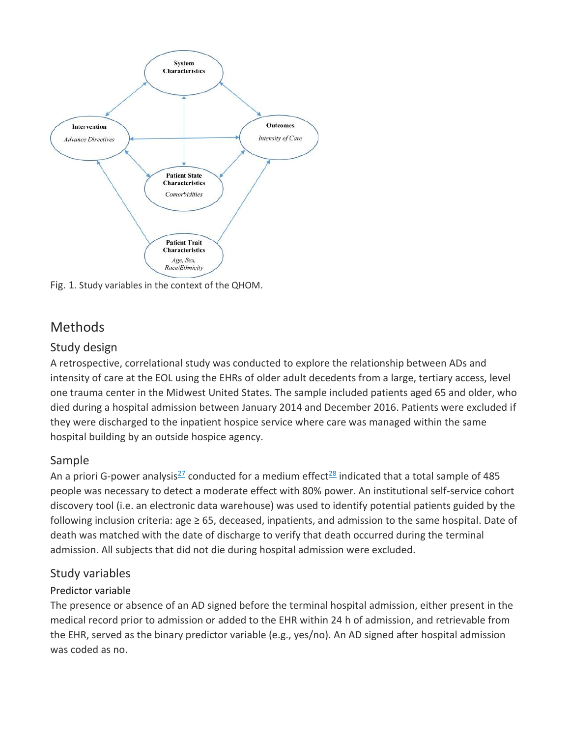Fig. 1. Study variables in the context of the QHOM.

## Methods

### Study design

A retrospective, correlational study was conducted to explore the relationship between ADs and intensity of care at the EOL using the EHRs of older adult decedents from a large, tertiary access, level one trauma center in the Midwest United States. The sample included patients aged 65 and older, who died during a hospital admission between January 2014 and December 2016. Patients were excluded if they were discharged to the inpatient hospice service where care was managed within the same hospital building by an outside hospice agency.

### Sample

An a priori G-power analysis[27] conducted for a medium effect[28] indicated that a total sample of 485 people was necessary to detect a moderate effect with 80% power. An institutional self-service cohort discovery tool (i.e. an electronic data warehouse) was used to identify potential patients guided by the following inclusion criteria: age ≥ 65, deceased, inpatients, and admission to the same hospital. Date of death was matched with the date of discharge to verify that death occurred during the terminal admission. All subjects that did not die during hospital admission were excluded.

### Study variables

#### Predictor variable

The presence or absence of an AD signed before the terminal hospital admission, either present in the medical record prior to admission or added to the EHR within 24 h of admission, and retrievable from the EHR, served as the binary predictor variable (e.g., yes/no). An AD signed after hospital admission was coded as no.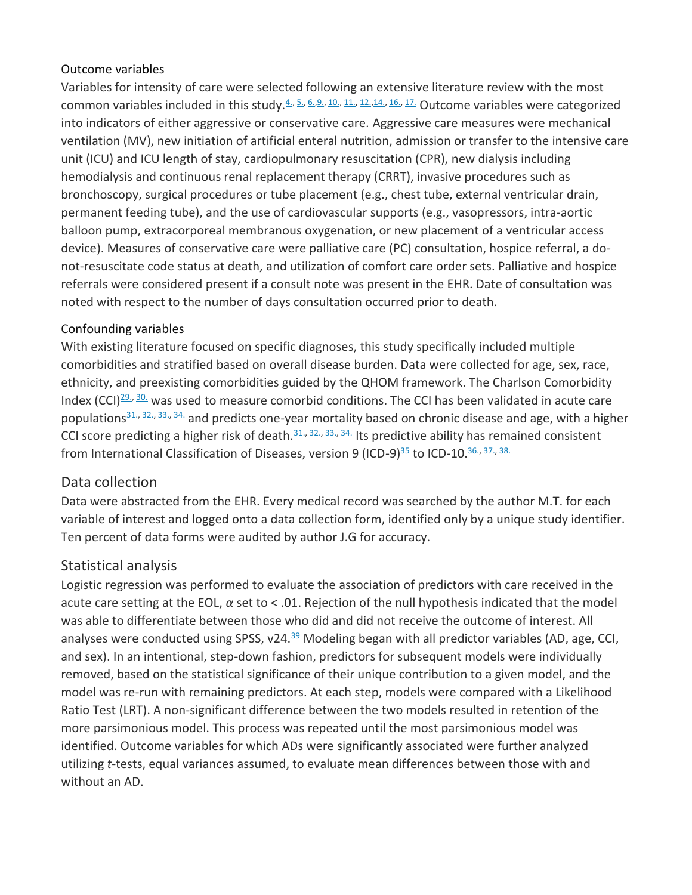### Outcome variables

Variables for intensity of care were selected following an extensive literature review with the most common variables included in this study.[4,5,6,9,10,11,12,14,16,17] Outcome variables were categorized into indicators of either aggressive or conservative care. Aggressive care measures were mechanical ventilation (MV), new initiation of artificial enteral nutrition, admission or transfer to the intensive care unit (ICU) and ICU length of stay, cardiopulmonary resuscitation (CPR), new dialysis including hemodialysis and continuous renal replacement therapy (CRRT), invasive procedures such as bronchoscopy, surgical procedures or tube placement (e.g., chest tube, external ventricular drain, permanent feeding tube), and the use of cardiovascular supports (e.g., vasopressors, intra-aortic balloon pump, extracorporeal membranous oxygenation, or new placement of a ventricular access device). Measures of conservative care were palliative care (PC) consultation, hospice referral, a do-not-resuscitate code status at death, and utilization of comfort care order sets. Palliative and hospice referrals were considered present if a consult note was present in the EHR. Date of consultation was noted with respect to the number of days consultation occurred prior to death.

### Confounding variables

With existing literature focused on specific diagnoses, this study specifically included multiple comorbidities and stratified based on overall disease burden. Data were collected for age, sex, race, ethnicity, and preexisting comorbidities guided by the QHOM framework. The Charlson Comorbidity Index (CCI)[29,30] was used to measure comorbid conditions. The CCI has been validated in acute care populations[31,32,33,34] and predicts one-year mortality based on chronic disease and age, with a higher CCI score predicting a higher risk of death.[31,32,33,34] Its predictive ability has remained consistent from International Classification of Diseases, version 9 (ICD-9)[35] to ICD-10.[36,37,38]

## Data collection

Data were abstracted from the EHR. Every medical record was searched by the author M.T. for each variable of interest and logged onto a data collection form, identified only by a unique study identifier. Ten percent of data forms were audited by author J.G for accuracy.

## Statistical analysis

Logistic regression was performed to evaluate the association of predictors with care received in the acute care setting at the EOL, $\alpha$ set to $< .01$. Rejection of the null hypothesis indicated that the model was able to differentiate between those who did and did not receive the outcome of interest. All analyses were conducted using SPSS, v24.[39] Modeling began with all predictor variables (AD, age, CCI, and sex). In an intentional, step-down fashion, predictors for subsequent models were individually removed, based on the statistical significance of their unique contribution to a given model, and the model was re-run with remaining predictors. At each step, models were compared with a Likelihood Ratio Test (LRT). A non-significant difference between the two models resulted in retention of the more parsimonious model. This process was repeated until the most parsimonious model was identified. Outcome variables for which ADs were significantly associated were further analyzed utilizing *t*-tests, equal variances assumed, to evaluate mean differences between those with and without an AD.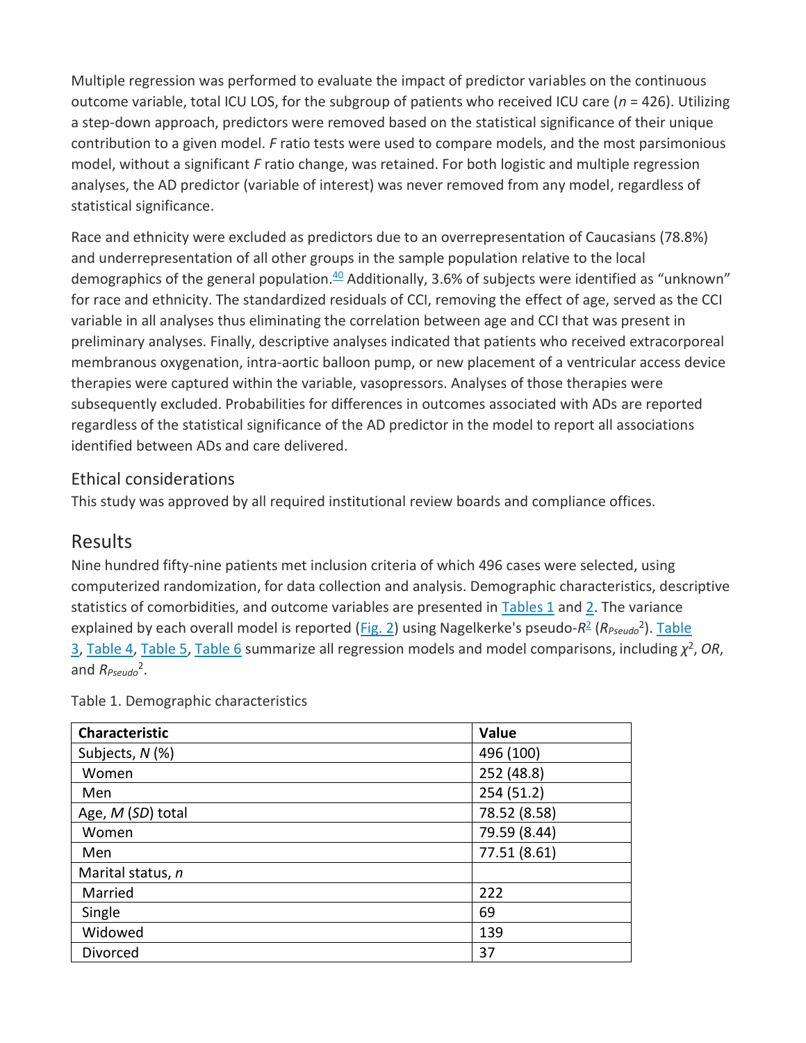Multiple regression was performed to evaluate the impact of predictor variables on the continuous outcome variable, total ICU LOS, for the subgroup of patients who received ICU care ($n$ = 426). Utilizing a step-down approach, predictors were removed based on the statistical significance of their unique contribution to a given model. $F$ ratio tests were used to compare models, and the most parsimonious model, without a significant $F$ ratio change, was retained. For both logistic and multiple regression analyses, the AD predictor (variable of interest) was never removed from any model, regardless of statistical significance.

Race and ethnicity were excluded as predictors due to an overrepresentation of Caucasians (78.8%) and underrepresentation of all other groups in the sample population relative to the local demographics of the general population.[40] Additionally, 3.6% of subjects were identified as "unknown" for race and ethnicity. The standardized residuals of CCI, removing the effect of age, served as the CCI variable in all analyses thus eliminating the correlation between age and CCI that was present in preliminary analyses. Finally, descriptive analyses indicated that patients who received extracorporeal membranous oxygenation, intra-aortic balloon pump, or new placement of a ventricular access device therapies were captured within the variable, vasopressors. Analyses of those therapies were subsequently excluded. Probabilities for differences in outcomes associated with ADs are reported regardless of the statistical significance of the AD predictor in the model to report all associations identified between ADs and care delivered.

## Ethical considerations

This study was approved by all required institutional review boards and compliance offices.

# Results

Nine hundred fifty-nine patients met inclusion criteria of which 496 cases were selected, using computerized randomization, for data collection and analysis. Demographic characteristics, descriptive statistics of comorbidities, and outcome variables are presented in Tables 1 and 2. The variance explained by each overall model is reported (Fig. 2) using Nagelkerke's pseudo-$R^2$ ($R_{Pseudo}^2$). Table 3, Table 4, Table 5, Table 6 summarize all regression models and model comparisons, including $\chi^2$, $OR$, and $R_{Pseudo}^2$.

Table 1. Demographic characteristics

| Characteristic | Value |
|---|---|
| Subjects, $N$ (%) | 496 (100) |
| Women | 252 (48.8) |
| Men | 254 (51.2) |
| Age, $M$ ($SD$) total | 78.52 (8.58) |
| Women | 79.59 (8.44) |
| Men | 77.51 (8.61) |
| Marital status, $n$ | |
| Married | 222 |
| Single | 69 |
| Widowed | 139 |
| Divorced | 37 |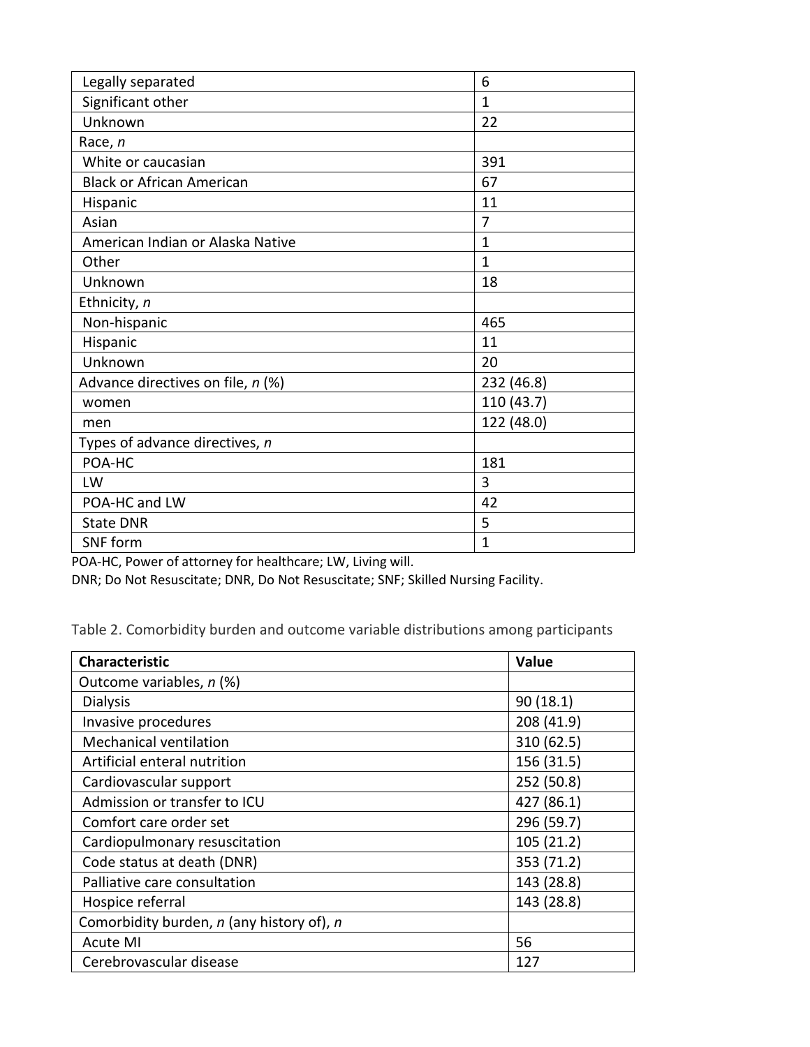| | |
|---|---|
| Legally separated | 6 |
| Significant other | 1 |
| Unknown | 22 |
| Race, *n* | |
| White or caucasian | 391 |
| Black or African American | 67 |
| Hispanic | 11 |
| Asian | 7 |
| American Indian or Alaska Native | 1 |
| Other | 1 |
| Unknown | 18 |
| Ethnicity, *n* | |
| Non-hispanic | 465 |
| Hispanic | 11 |
| Unknown | 20 |
| Advance directives on file, *n* (%) | 232 (46.8) |
| women | 110 (43.7) |
| men | 122 (48.0) |
| Types of advance directives, *n* | |
| POA-HC | 181 |
| LW | 3 |
| POA-HC and LW | 42 |
| State DNR | 5 |
| SNF form | 1 |

POA-HC, Power of attorney for healthcare; LW, Living will.
DNR; Do Not Resuscitate; DNR, Do Not Resuscitate; SNF; Skilled Nursing Facility.

Table 2. Comorbidity burden and outcome variable distributions among participants

| **Characteristic** | **Value** |
|---|---|
| Outcome variables, *n* (%) | |
| Dialysis | 90 (18.1) |
| Invasive procedures | 208 (41.9) |
| Mechanical ventilation | 310 (62.5) |
| Artificial enteral nutrition | 156 (31.5) |
| Cardiovascular support | 252 (50.8) |
| Admission or transfer to ICU | 427 (86.1) |
| Comfort care order set | 296 (59.7) |
| Cardiopulmonary resuscitation | 105 (21.2) |
| Code status at death (DNR) | 353 (71.2) |
| Palliative care consultation | 143 (28.8) |
| Hospice referral | 143 (28.8) |
| Comorbidity burden, *n* (any history of), *n* | |
| Acute MI | 56 |
| Cerebrovascular disease | 127 |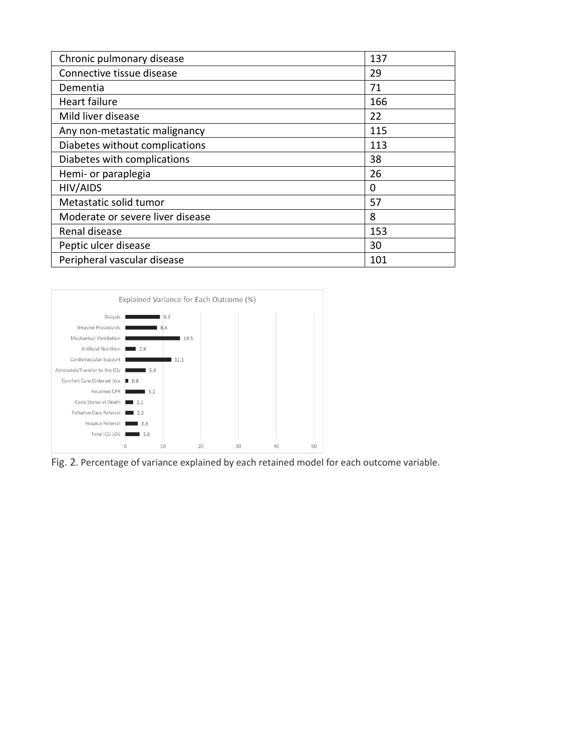| Chronic pulmonary disease | 137 |
|---|---|
| Connective tissue disease | 29 |
| Dementia | 71 |
| Heart failure | 166 |
| Mild liver disease | 22 |
| Any non-metastatic malignancy | 115 |
| Diabetes without complications | 113 |
| Diabetes with complications | 38 |
| Hemi- or paraplegia | 26 |
| HIV/AIDS | 0 |
| Metastatic solid tumor | 57 |
| Moderate or severe liver disease | 8 |
| Renal disease | 153 |
| Peptic ulcer disease | 30 |
| Peripheral vascular disease | 101 |

Fig. 2. Percentage of variance explained by each retained model for each outcome variable.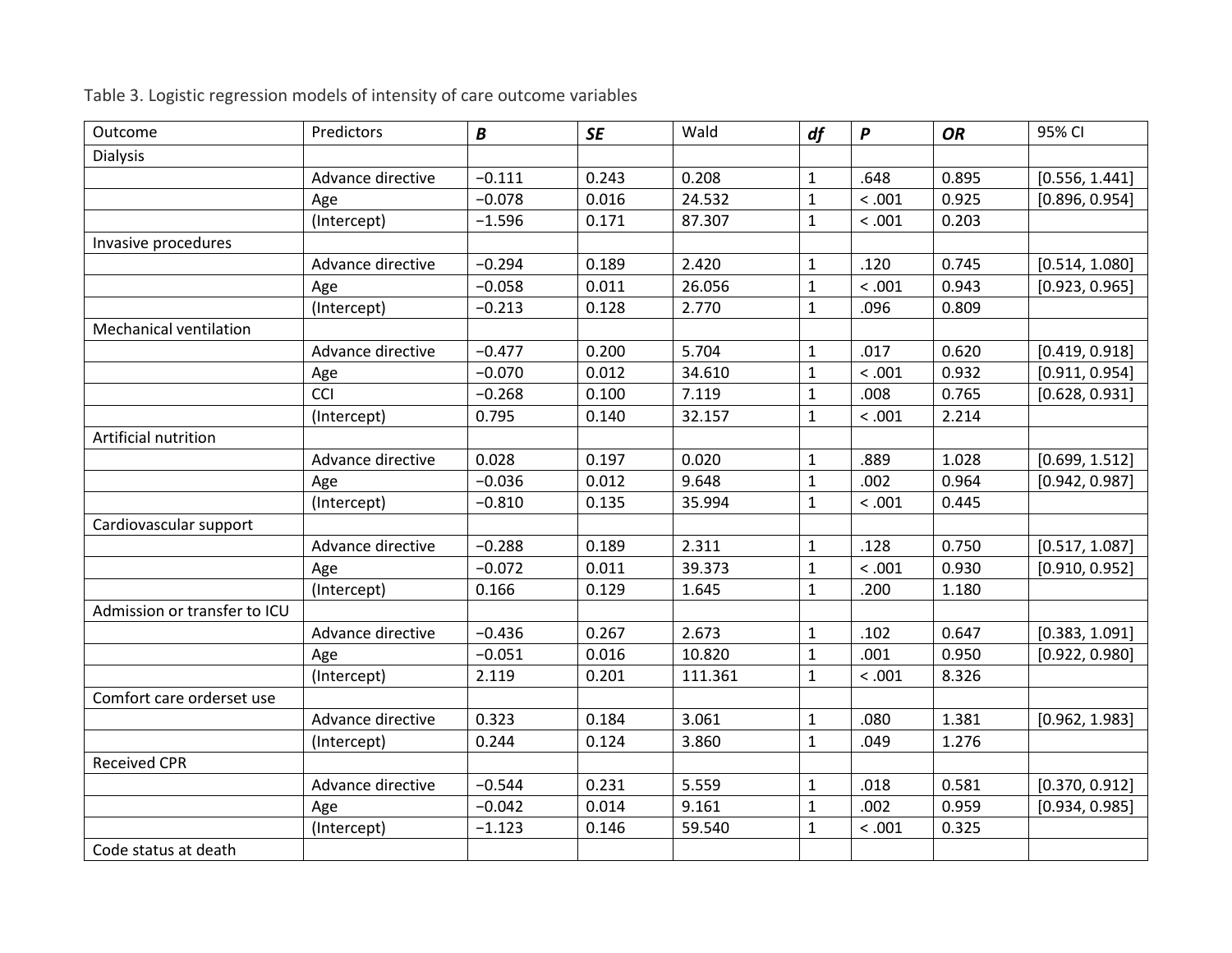Table 3. Logistic regression models of intensity of care outcome variables

| Outcome | Predictors | *B* | *SE* | Wald | *df* | *P* | *OR* | 95% CI |
|---|---|---|---|---|---|---|---|---|
| Dialysis | | | | | | | | |
| | Advance directive | −0.111 | 0.243 | 0.208 | 1 | .648 | 0.895 | [0.556, 1.441] |
| | Age | −0.078 | 0.016 | 24.532 | 1 | < .001 | 0.925 | [0.896, 0.954] |
| | (Intercept) | −1.596 | 0.171 | 87.307 | 1 | < .001 | 0.203 | |
| Invasive procedures | | | | | | | | |
| | Advance directive | −0.294 | 0.189 | 2.420 | 1 | .120 | 0.745 | [0.514, 1.080] |
| | Age | −0.058 | 0.011 | 26.056 | 1 | < .001 | 0.943 | [0.923, 0.965] |
| | (Intercept) | −0.213 | 0.128 | 2.770 | 1 | .096 | 0.809 | |
| Mechanical ventilation | | | | | | | | |
| | Advance directive | −0.477 | 0.200 | 5.704 | 1 | .017 | 0.620 | [0.419, 0.918] |
| | Age | −0.070 | 0.012 | 34.610 | 1 | < .001 | 0.932 | [0.911, 0.954] |
| | CCI | −0.268 | 0.100 | 7.119 | 1 | .008 | 0.765 | [0.628, 0.931] |
| | (Intercept) | 0.795 | 0.140 | 32.157 | 1 | < .001 | 2.214 | |
| Artificial nutrition | | | | | | | | |
| | Advance directive | 0.028 | 0.197 | 0.020 | 1 | .889 | 1.028 | [0.699, 1.512] |
| | Age | −0.036 | 0.012 | 9.648 | 1 | .002 | 0.964 | [0.942, 0.987] |
| | (Intercept) | −0.810 | 0.135 | 35.994 | 1 | < .001 | 0.445 | |
| Cardiovascular support | | | | | | | | |
| | Advance directive | −0.288 | 0.189 | 2.311 | 1 | .128 | 0.750 | [0.517, 1.087] |
| | Age | −0.072 | 0.011 | 39.373 | 1 | < .001 | 0.930 | [0.910, 0.952] |
| | (Intercept) | 0.166 | 0.129 | 1.645 | 1 | .200 | 1.180 | |
| Admission or transfer to ICU | | | | | | | | |
| | Advance directive | −0.436 | 0.267 | 2.673 | 1 | .102 | 0.647 | [0.383, 1.091] |
| | Age | −0.051 | 0.016 | 10.820 | 1 | .001 | 0.950 | [0.922, 0.980] |
| | (Intercept) | 2.119 | 0.201 | 111.361 | 1 | < .001 | 8.326 | |
| Comfort care orderset use | | | | | | | | |
| | Advance directive | 0.323 | 0.184 | 3.061 | 1 | .080 | 1.381 | [0.962, 1.983] |
| | (Intercept) | 0.244 | 0.124 | 3.860 | 1 | .049 | 1.276 | |
| Received CPR | | | | | | | | |
| | Advance directive | −0.544 | 0.231 | 5.559 | 1 | .018 | 0.581 | [0.370, 0.912] |
| | Age | −0.042 | 0.014 | 9.161 | 1 | .002 | 0.959 | [0.934, 0.985] |
| | (Intercept) | −1.123 | 0.146 | 59.540 | 1 | < .001 | 0.325 | |
| Code status at death | | | | | | | | |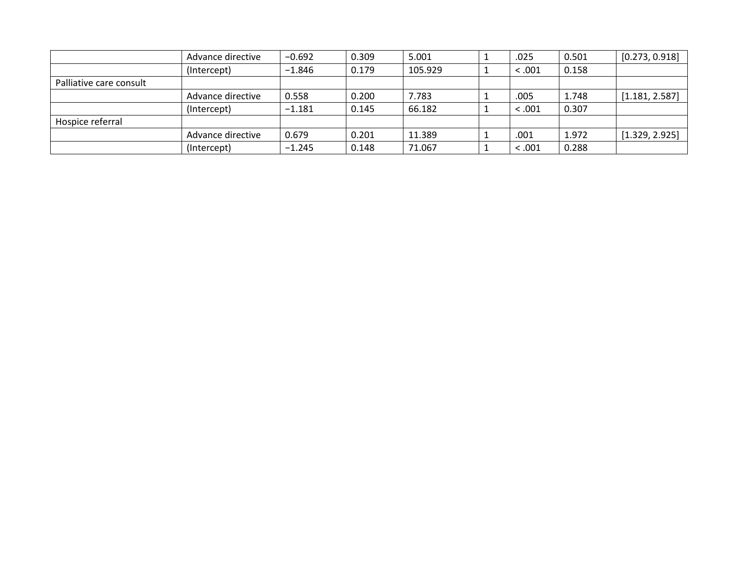| | | | | | | | | |
|---|---|---|---|---|---|---|---|---|
| | Advance directive | −0.692 | 0.309 | 5.001 | 1 | .025 | 0.501 | [0.273, 0.918] |
| | (Intercept) | −1.846 | 0.179 | 105.929 | 1 | < .001 | 0.158 | |
| Palliative care consult | | | | | | | | |
| | Advance directive | 0.558 | 0.200 | 7.783 | 1 | .005 | 1.748 | [1.181, 2.587] |
| | (Intercept) | −1.181 | 0.145 | 66.182 | 1 | < .001 | 0.307 | |
| Hospice referral | | | | | | | | |
| | Advance directive | 0.679 | 0.201 | 11.389 | 1 | .001 | 1.972 | [1.329, 2.925] |
| | (Intercept) | −1.245 | 0.148 | 71.067 | 1 | < .001 | 0.288 | |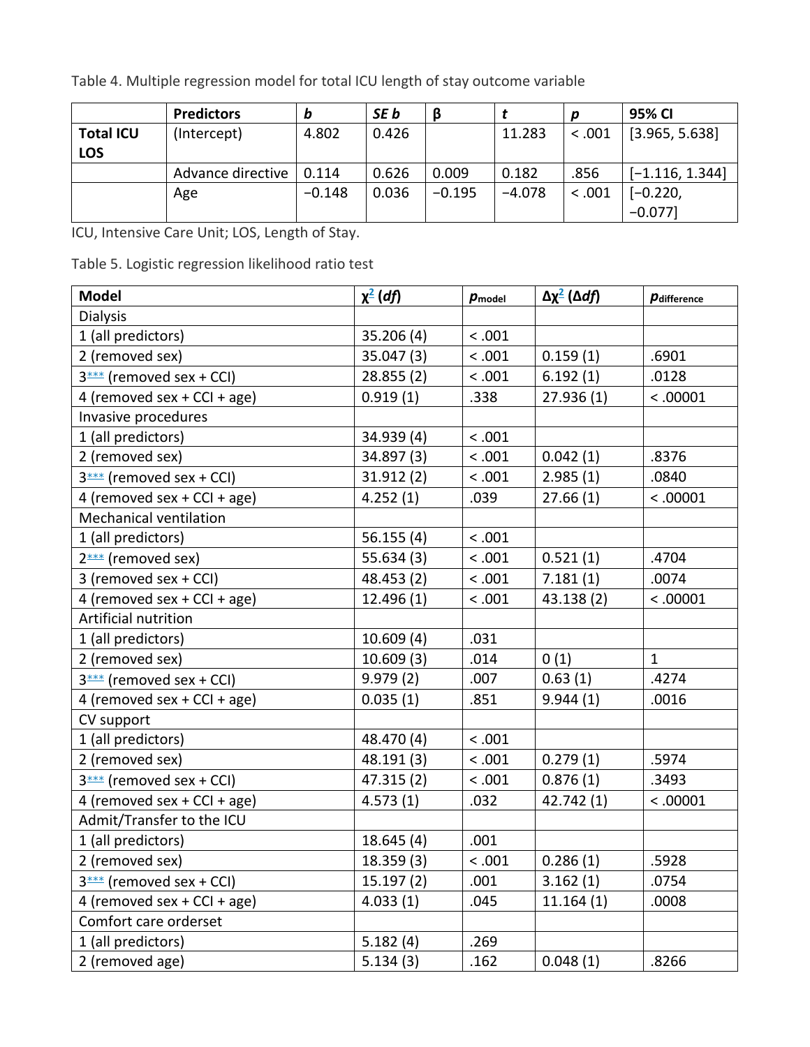Table 4. Multiple regression model for total ICU length of stay outcome variable

| | Predictors | *b* | *SE b* | β | *t* | *p* | 95% CI |
|---|---|---|---|---|---|---|---|
| **Total ICU LOS** | (Intercept) | 4.802 | 0.426 | | 11.283 | < .001 | [3.965, 5.638] |
| | Advance directive | 0.114 | 0.626 | 0.009 | 0.182 | .856 | [−1.116, 1.344] |
| | Age | −0.148 | 0.036 | −0.195 | −4.078 | < .001 | [−0.220, −0.077] |

ICU, Intensive Care Unit; LOS, Length of Stay.

Table 5. Logistic regression likelihood ratio test

| Model | $\chi^2$ (*df*) | $p_{model}$ | $\Delta\chi^2$ ($\Delta$*df*) | $p_{difference}$ |
|---|---|---|---|---|
| Dialysis | | | | |
| 1 (all predictors) | 35.206 (4) | < .001 | | |
| 2 (removed sex) | 35.047 (3) | < .001 | 0.159 (1) | .6901 |
| 3*** (removed sex + CCI) | 28.855 (2) | < .001 | 6.192 (1) | .0128 |
| 4 (removed sex + CCI + age) | 0.919 (1) | .338 | 27.936 (1) | < .00001 |
| Invasive procedures | | | | |
| 1 (all predictors) | 34.939 (4) | < .001 | | |
| 2 (removed sex) | 34.897 (3) | < .001 | 0.042 (1) | .8376 |
| 3*** (removed sex + CCI) | 31.912 (2) | < .001 | 2.985 (1) | .0840 |
| 4 (removed sex + CCI + age) | 4.252 (1) | .039 | 27.66 (1) | < .00001 |
| Mechanical ventilation | | | | |
| 1 (all predictors) | 56.155 (4) | < .001 | | |
| 2*** (removed sex) | 55.634 (3) | < .001 | 0.521 (1) | .4704 |
| 3 (removed sex + CCI) | 48.453 (2) | < .001 | 7.181 (1) | .0074 |
| 4 (removed sex + CCI + age) | 12.496 (1) | < .001 | 43.138 (2) | < .00001 |
| Artificial nutrition | | | | |
| 1 (all predictors) | 10.609 (4) | .031 | | |
| 2 (removed sex) | 10.609 (3) | .014 | 0 (1) | 1 |
| 3*** (removed sex + CCI) | 9.979 (2) | .007 | 0.63 (1) | .4274 |
| 4 (removed sex + CCI + age) | 0.035 (1) | .851 | 9.944 (1) | .0016 |
| CV support | | | | |
| 1 (all predictors) | 48.470 (4) | < .001 | | |
| 2 (removed sex) | 48.191 (3) | < .001 | 0.279 (1) | .5974 |
| 3*** (removed sex + CCI) | 47.315 (2) | < .001 | 0.876 (1) | .3493 |
| 4 (removed sex + CCI + age) | 4.573 (1) | .032 | 42.742 (1) | < .00001 |
| Admit/Transfer to the ICU | | | | |
| 1 (all predictors) | 18.645 (4) | .001 | | |
| 2 (removed sex) | 18.359 (3) | < .001 | 0.286 (1) | .5928 |
| 3*** (removed sex + CCI) | 15.197 (2) | .001 | 3.162 (1) | .0754 |
| 4 (removed sex + CCI + age) | 4.033 (1) | .045 | 11.164 (1) | .0008 |
| Comfort care orderset | | | | |
| 1 (all predictors) | 5.182 (4) | .269 | | |
| 2 (removed age) | 5.134 (3) | .162 | 0.048 (1) | .8266 |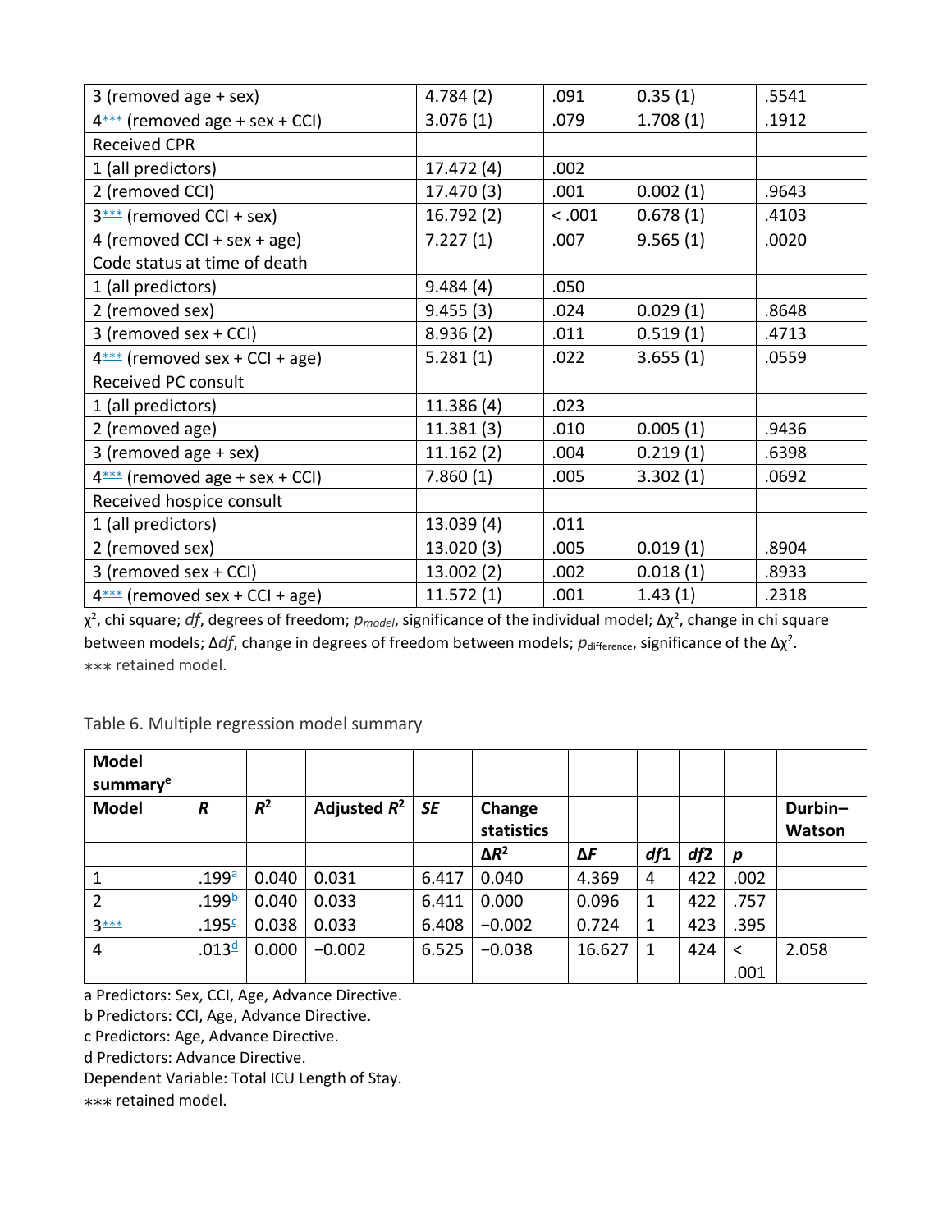| | | | | |
|---|---|---|---|---|
| 3 (removed age + sex) | 4.784 (2) | .091 | 0.35 (1) | .5541 |
| 4*** (removed age + sex + CCI) | 3.076 (1) | .079 | 1.708 (1) | .1912 |
| Received CPR | | | | |
| 1 (all predictors) | 17.472 (4) | .002 | | |
| 2 (removed CCI) | 17.470 (3) | .001 | 0.002 (1) | .9643 |
| 3*** (removed CCI + sex) | 16.792 (2) | < .001 | 0.678 (1) | .4103 |
| 4 (removed CCI + sex + age) | 7.227 (1) | .007 | 9.565 (1) | .0020 |
| Code status at time of death | | | | |
| 1 (all predictors) | 9.484 (4) | .050 | | |
| 2 (removed sex) | 9.455 (3) | .024 | 0.029 (1) | .8648 |
| 3 (removed sex + CCI) | 8.936 (2) | .011 | 0.519 (1) | .4713 |
| 4*** (removed sex + CCI + age) | 5.281 (1) | .022 | 3.655 (1) | .0559 |
| Received PC consult | | | | |
| 1 (all predictors) | 11.386 (4) | .023 | | |
| 2 (removed age) | 11.381 (3) | .010 | 0.005 (1) | .9436 |
| 3 (removed age + sex) | 11.162 (2) | .004 | 0.219 (1) | .6398 |
| 4*** (removed age + sex + CCI) | 7.860 (1) | .005 | 3.302 (1) | .0692 |
| Received hospice consult | | | | |
| 1 (all predictors) | 13.039 (4) | .011 | | |
| 2 (removed sex) | 13.020 (3) | .005 | 0.019 (1) | .8904 |
| 3 (removed sex + CCI) | 13.002 (2) | .002 | 0.018 (1) | .8933 |
| 4*** (removed sex + CCI + age) | 11.572 (1) | .001 | 1.43 (1) | .2318 |

$\chi^2$, chi square; *df*, degrees of freedom; $p_{model}$, significance of the individual model; $\Delta\chi^2$, change in chi square between models; $\Delta df$, change in degrees of freedom between models; $p_{difference}$, significance of the $\Delta\chi^2$.
*** retained model.

Table 6. Multiple regression model summary

| Model summary[e] | | | | | | | | | | |
|---|---|---|---|---|---|---|---|---|---|---|
| Model | *R* | $R^2$ | Adjusted $R^2$ | *SE* | Change statistics | | | | | Durbin–Watson |
| | | | | | $\Delta R^2$ | $\Delta F$ | *df*1 | *df*2 | *p* | |
| 1 | .199[a] | 0.040 | 0.031 | 6.417 | 0.040 | 4.369 | 4 | 422 | .002 | |
| 2 | .199[b] | 0.040 | 0.033 | 6.411 | 0.000 | 0.096 | 1 | 422 | .757 | |
| 3*** | .195[c] | 0.038 | 0.033 | 6.408 | −0.002 | 0.724 | 1 | 423 | .395 | |
| 4 | .013[d] | 0.000 | −0.002 | 6.525 | −0.038 | 16.627 | 1 | 424 | < .001 | 2.058 |

a Predictors: Sex, CCI, Age, Advance Directive.
b Predictors: CCI, Age, Advance Directive.
c Predictors: Age, Advance Directive.
d Predictors: Advance Directive.
Dependent Variable: Total ICU Length of Stay.
*** retained model.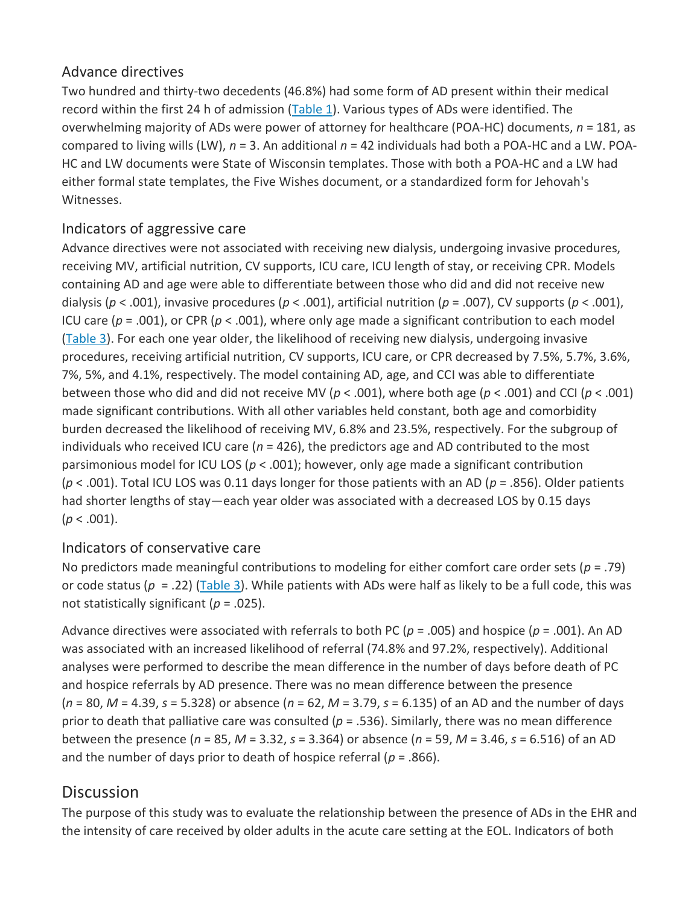### Advance directives

Two hundred and thirty-two decedents (46.8%) had some form of AD present within their medical record within the first 24 h of admission (Table 1). Various types of ADs were identified. The overwhelming majority of ADs were power of attorney for healthcare (POA-HC) documents, $n = 181$, as compared to living wills (LW), $n = 3$. An additional $n = 42$ individuals had both a POA-HC and a LW. POA-HC and LW documents were State of Wisconsin templates. Those with both a POA-HC and a LW had either formal state templates, the Five Wishes document, or a standardized form for Jehovah's Witnesses.

### Indicators of aggressive care

Advance directives were not associated with receiving new dialysis, undergoing invasive procedures, receiving MV, artificial nutrition, CV supports, ICU care, ICU length of stay, or receiving CPR. Models containing AD and age were able to differentiate between those who did and did not receive new dialysis ($p < .001$), invasive procedures ($p < .001$), artificial nutrition ($p = .007$), CV supports ($p < .001$), ICU care ($p = .001$), or CPR ($p < .001$), where only age made a significant contribution to each model (Table 3). For each one year older, the likelihood of receiving new dialysis, undergoing invasive procedures, receiving artificial nutrition, CV supports, ICU care, or CPR decreased by 7.5%, 5.7%, 3.6%, 7%, 5%, and 4.1%, respectively. The model containing AD, age, and CCI was able to differentiate between those who did and did not receive MV ($p < .001$), where both age ($p < .001$) and CCI ($p < .001$) made significant contributions. With all other variables held constant, both age and comorbidity burden decreased the likelihood of receiving MV, 6.8% and 23.5%, respectively. For the subgroup of individuals who received ICU care ($n = 426$), the predictors age and AD contributed to the most parsimonious model for ICU LOS ($p < .001$); however, only age made a significant contribution ($p < .001$). Total ICU LOS was 0.11 days longer for those patients with an AD ($p = .856$). Older patients had shorter lengths of stay—each year older was associated with a decreased LOS by 0.15 days ($p < .001$).

### Indicators of conservative care

No predictors made meaningful contributions to modeling for either comfort care order sets ($p = .79$) or code status ($p = .22$) (Table 3). While patients with ADs were half as likely to be a full code, this was not statistically significant ($p = .025$).

Advance directives were associated with referrals to both PC ($p = .005$) and hospice ($p = .001$). An AD was associated with an increased likelihood of referral (74.8% and 97.2%, respectively). Additional analyses were performed to describe the mean difference in the number of days before death of PC and hospice referrals by AD presence. There was no mean difference between the presence ($n = 80$, $M = 4.39$, $s = 5.328$) or absence ($n = 62$, $M = 3.79$, $s = 6.135$) of an AD and the number of days prior to death that palliative care was consulted ($p = .536$). Similarly, there was no mean difference between the presence ($n = 85$, $M = 3.32$, $s = 3.364$) or absence ($n = 59$, $M = 3.46$, $s = 6.516$) of an AD and the number of days prior to death of hospice referral ($p = .866$).

## Discussion

The purpose of this study was to evaluate the relationship between the presence of ADs in the EHR and the intensity of care received by older adults in the acute care setting at the EOL. Indicators of both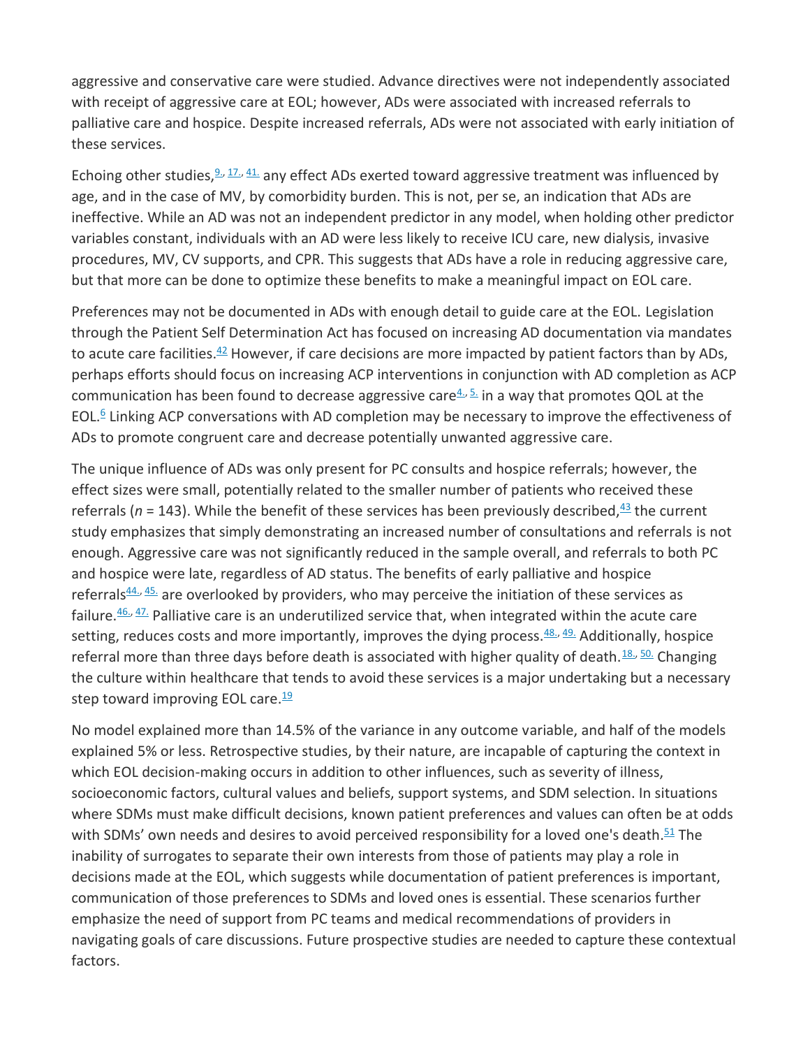aggressive and conservative care were studied. Advance directives were not independently associated with receipt of aggressive care at EOL; however, ADs were associated with increased referrals to palliative care and hospice. Despite increased referrals, ADs were not associated with early initiation of these services.

Echoing other studies,[9,17,41] any effect ADs exerted toward aggressive treatment was influenced by age, and in the case of MV, by comorbidity burden. This is not, per se, an indication that ADs are ineffective. While an AD was not an independent predictor in any model, when holding other predictor variables constant, individuals with an AD were less likely to receive ICU care, new dialysis, invasive procedures, MV, CV supports, and CPR. This suggests that ADs have a role in reducing aggressive care, but that more can be done to optimize these benefits to make a meaningful impact on EOL care.

Preferences may not be documented in ADs with enough detail to guide care at the EOL. Legislation through the Patient Self Determination Act has focused on increasing AD documentation via mandates to acute care facilities.[42] However, if care decisions are more impacted by patient factors than by ADs, perhaps efforts should focus on increasing ACP interventions in conjunction with AD completion as ACP communication has been found to decrease aggressive care[4,5] in a way that promotes QOL at the EOL.[6] Linking ACP conversations with AD completion may be necessary to improve the effectiveness of ADs to promote congruent care and decrease potentially unwanted aggressive care.

The unique influence of ADs was only present for PC consults and hospice referrals; however, the effect sizes were small, potentially related to the smaller number of patients who received these referrals (*n* = 143). While the benefit of these services has been previously described,[43] the current study emphasizes that simply demonstrating an increased number of consultations and referrals is not enough. Aggressive care was not significantly reduced in the sample overall, and referrals to both PC and hospice were late, regardless of AD status. The benefits of early palliative and hospice referrals[44,45] are overlooked by providers, who may perceive the initiation of these services as failure.[46,47] Palliative care is an underutilized service that, when integrated within the acute care setting, reduces costs and more importantly, improves the dying process.[48,49] Additionally, hospice referral more than three days before death is associated with higher quality of death.[18,50] Changing the culture within healthcare that tends to avoid these services is a major undertaking but a necessary step toward improving EOL care.[19]

No model explained more than 14.5% of the variance in any outcome variable, and half of the models explained 5% or less. Retrospective studies, by their nature, are incapable of capturing the context in which EOL decision-making occurs in addition to other influences, such as severity of illness, socioeconomic factors, cultural values and beliefs, support systems, and SDM selection. In situations where SDMs must make difficult decisions, known patient preferences and values can often be at odds with SDMs' own needs and desires to avoid perceived responsibility for a loved one's death.[51] The inability of surrogates to separate their own interests from those of patients may play a role in decisions made at the EOL, which suggests while documentation of patient preferences is important, communication of those preferences to SDMs and loved ones is essential. These scenarios further emphasize the need of support from PC teams and medical recommendations of providers in navigating goals of care discussions. Future prospective studies are needed to capture these contextual factors.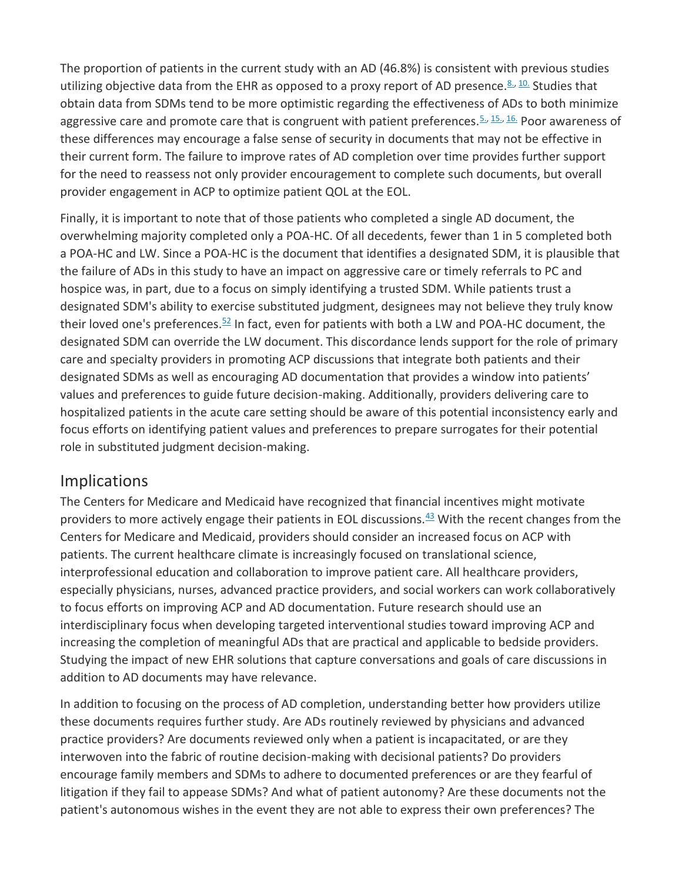The proportion of patients in the current study with an AD (46.8%) is consistent with previous studies utilizing objective data from the EHR as opposed to a proxy report of AD presence.[8, 10] Studies that obtain data from SDMs tend to be more optimistic regarding the effectiveness of ADs to both minimize aggressive care and promote care that is congruent with patient preferences.[5, 15, 16] Poor awareness of these differences may encourage a false sense of security in documents that may not be effective in their current form. The failure to improve rates of AD completion over time provides further support for the need to reassess not only provider encouragement to complete such documents, but overall provider engagement in ACP to optimize patient QOL at the EOL.

Finally, it is important to note that of those patients who completed a single AD document, the overwhelming majority completed only a POA-HC. Of all decedents, fewer than 1 in 5 completed both a POA-HC and LW. Since a POA-HC is the document that identifies a designated SDM, it is plausible that the failure of ADs in this study to have an impact on aggressive care or timely referrals to PC and hospice was, in part, due to a focus on simply identifying a trusted SDM. While patients trust a designated SDM's ability to exercise substituted judgment, designees may not believe they truly know their loved one's preferences.[52] In fact, even for patients with both a LW and POA-HC document, the designated SDM can override the LW document. This discordance lends support for the role of primary care and specialty providers in promoting ACP discussions that integrate both patients and their designated SDMs as well as encouraging AD documentation that provides a window into patients' values and preferences to guide future decision-making. Additionally, providers delivering care to hospitalized patients in the acute care setting should be aware of this potential inconsistency early and focus efforts on identifying patient values and preferences to prepare surrogates for their potential role in substituted judgment decision-making.

## Implications

The Centers for Medicare and Medicaid have recognized that financial incentives might motivate providers to more actively engage their patients in EOL discussions.[43] With the recent changes from the Centers for Medicare and Medicaid, providers should consider an increased focus on ACP with patients. The current healthcare climate is increasingly focused on translational science, interprofessional education and collaboration to improve patient care. All healthcare providers, especially physicians, nurses, advanced practice providers, and social workers can work collaboratively to focus efforts on improving ACP and AD documentation. Future research should use an interdisciplinary focus when developing targeted interventional studies toward improving ACP and increasing the completion of meaningful ADs that are practical and applicable to bedside providers. Studying the impact of new EHR solutions that capture conversations and goals of care discussions in addition to AD documents may have relevance.

In addition to focusing on the process of AD completion, understanding better how providers utilize these documents requires further study. Are ADs routinely reviewed by physicians and advanced practice providers? Are documents reviewed only when a patient is incapacitated, or are they interwoven into the fabric of routine decision-making with decisional patients? Do providers encourage family members and SDMs to adhere to documented preferences or are they fearful of litigation if they fail to appease SDMs? And what of patient autonomy? Are these documents not the patient's autonomous wishes in the event they are not able to express their own preferences? The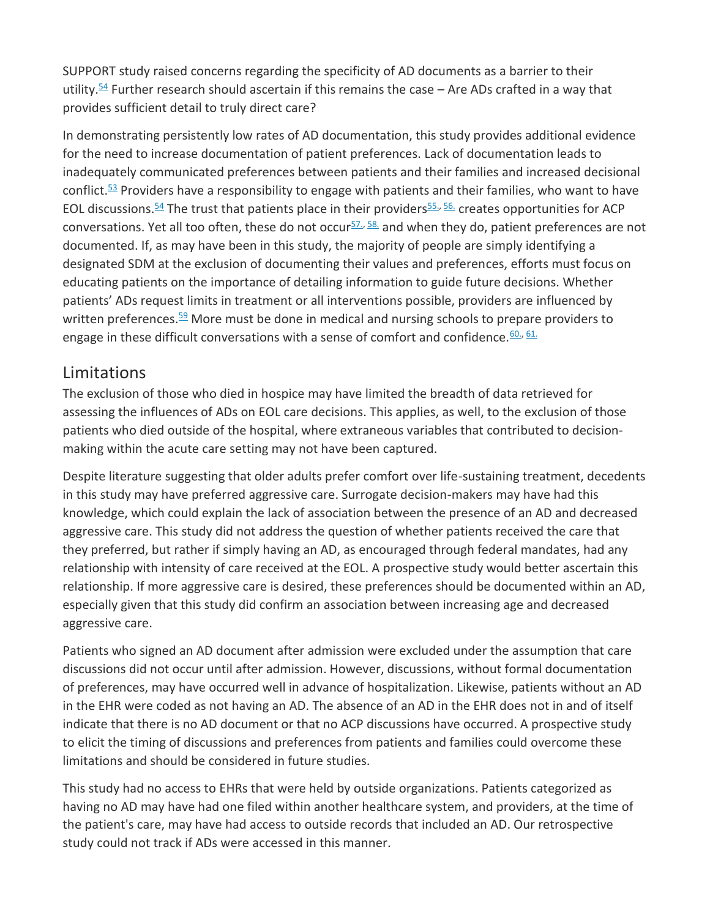SUPPORT study raised concerns regarding the specificity of AD documents as a barrier to their utility.[54] Further research should ascertain if this remains the case – Are ADs crafted in a way that provides sufficient detail to truly direct care?

In demonstrating persistently low rates of AD documentation, this study provides additional evidence for the need to increase documentation of patient preferences. Lack of documentation leads to inadequately communicated preferences between patients and their families and increased decisional conflict.[53] Providers have a responsibility to engage with patients and their families, who want to have EOL discussions.[54] The trust that patients place in their providers[55, 56] creates opportunities for ACP conversations. Yet all too often, these do not occur[57, 58] and when they do, patient preferences are not documented. If, as may have been in this study, the majority of people are simply identifying a designated SDM at the exclusion of documenting their values and preferences, efforts must focus on educating patients on the importance of detailing information to guide future decisions. Whether patients' ADs request limits in treatment or all interventions possible, providers are influenced by written preferences.[59] More must be done in medical and nursing schools to prepare providers to engage in these difficult conversations with a sense of comfort and confidence.[60, 61]

## Limitations

The exclusion of those who died in hospice may have limited the breadth of data retrieved for assessing the influences of ADs on EOL care decisions. This applies, as well, to the exclusion of those patients who died outside of the hospital, where extraneous variables that contributed to decision-making within the acute care setting may not have been captured.

Despite literature suggesting that older adults prefer comfort over life-sustaining treatment, decedents in this study may have preferred aggressive care. Surrogate decision-makers may have had this knowledge, which could explain the lack of association between the presence of an AD and decreased aggressive care. This study did not address the question of whether patients received the care that they preferred, but rather if simply having an AD, as encouraged through federal mandates, had any relationship with intensity of care received at the EOL. A prospective study would better ascertain this relationship. If more aggressive care is desired, these preferences should be documented within an AD, especially given that this study did confirm an association between increasing age and decreased aggressive care.

Patients who signed an AD document after admission were excluded under the assumption that care discussions did not occur until after admission. However, discussions, without formal documentation of preferences, may have occurred well in advance of hospitalization. Likewise, patients without an AD in the EHR were coded as not having an AD. The absence of an AD in the EHR does not in and of itself indicate that there is no AD document or that no ACP discussions have occurred. A prospective study to elicit the timing of discussions and preferences from patients and families could overcome these limitations and should be considered in future studies.

This study had no access to EHRs that were held by outside organizations. Patients categorized as having no AD may have had one filed within another healthcare system, and providers, at the time of the patient's care, may have had access to outside records that included an AD. Our retrospective study could not track if ADs were accessed in this manner.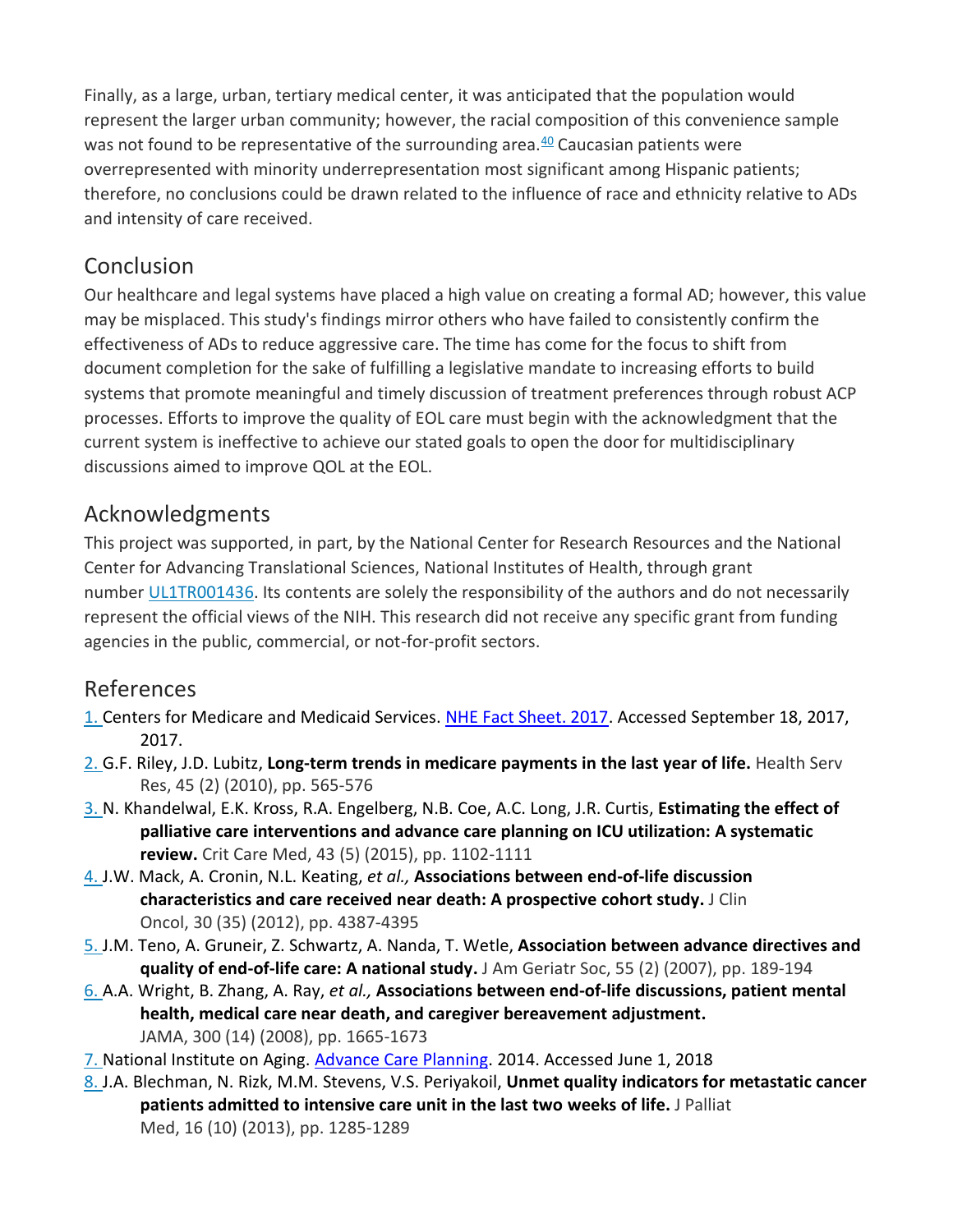Finally, as a large, urban, tertiary medical center, it was anticipated that the population would represent the larger urban community; however, the racial composition of this convenience sample was not found to be representative of the surrounding area.[40] Caucasian patients were overrepresented with minority underrepresentation most significant among Hispanic patients; therefore, no conclusions could be drawn related to the influence of race and ethnicity relative to ADs and intensity of care received.

## Conclusion

Our healthcare and legal systems have placed a high value on creating a formal AD; however, this value may be misplaced. This study's findings mirror others who have failed to consistently confirm the effectiveness of ADs to reduce aggressive care. The time has come for the focus to shift from document completion for the sake of fulfilling a legislative mandate to increasing efforts to build systems that promote meaningful and timely discussion of treatment preferences through robust ACP processes. Efforts to improve the quality of EOL care must begin with the acknowledgment that the current system is ineffective to achieve our stated goals to open the door for multidisciplinary discussions aimed to improve QOL at the EOL.

## Acknowledgments

This project was supported, in part, by the National Center for Research Resources and the National Center for Advancing Translational Sciences, National Institutes of Health, through grant number UL1TR001436. Its contents are solely the responsibility of the authors and do not necessarily represent the official views of the NIH. This research did not receive any specific grant from funding agencies in the public, commercial, or not-for-profit sectors.

## References

1. Centers for Medicare and Medicaid Services. NHE Fact Sheet. 2017. Accessed September 18, 2017, 2017.
2. G.F. Riley, J.D. Lubitz, **Long-term trends in medicare payments in the last year of life.** Health Serv Res, 45 (2) (2010), pp. 565-576
3. N. Khandelwal, E.K. Kross, R.A. Engelberg, N.B. Coe, A.C. Long, J.R. Curtis, **Estimating the effect of palliative care interventions and advance care planning on ICU utilization: A systematic review.** Crit Care Med, 43 (5) (2015), pp. 1102-1111
4. J.W. Mack, A. Cronin, N.L. Keating, *et al.,* **Associations between end-of-life discussion characteristics and care received near death: A prospective cohort study.** J Clin Oncol, 30 (35) (2012), pp. 4387-4395
5. J.M. Teno, A. Gruneir, Z. Schwartz, A. Nanda, T. Wetle, **Association between advance directives and quality of end-of-life care: A national study.** J Am Geriatr Soc, 55 (2) (2007), pp. 189-194
6. A.A. Wright, B. Zhang, A. Ray, *et al.,* **Associations between end-of-life discussions, patient mental health, medical care near death, and caregiver bereavement adjustment.** JAMA, 300 (14) (2008), pp. 1665-1673
7. National Institute on Aging. Advance Care Planning. 2014. Accessed June 1, 2018
8. J.A. Blechman, N. Rizk, M.M. Stevens, V.S. Periyakoil, **Unmet quality indicators for metastatic cancer patients admitted to intensive care unit in the last two weeks of life.** J Palliat Med, 16 (10) (2013), pp. 1285-1289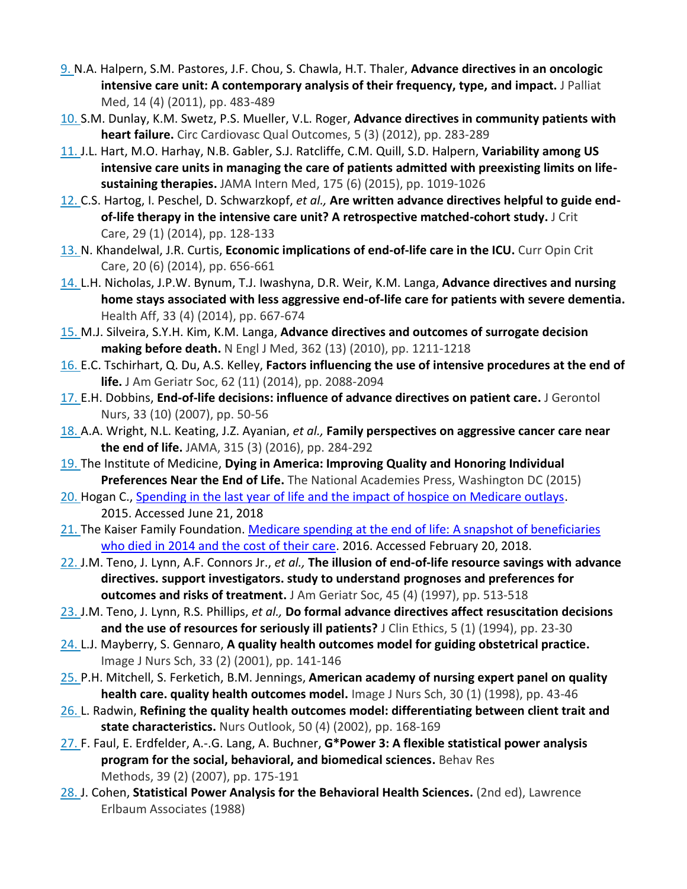9. N.A. Halpern, S.M. Pastores, J.F. Chou, S. Chawla, H.T. Thaler, **Advance directives in an oncologic intensive care unit: A contemporary analysis of their frequency, type, and impact.** J Palliat Med, 14 (4) (2011), pp. 483-489
10. S.M. Dunlay, K.M. Swetz, P.S. Mueller, V.L. Roger, **Advance directives in community patients with heart failure.** Circ Cardiovasc Qual Outcomes, 5 (3) (2012), pp. 283-289
11. J.L. Hart, M.O. Harhay, N.B. Gabler, S.J. Ratcliffe, C.M. Quill, S.D. Halpern, **Variability among US intensive care units in managing the care of patients admitted with preexisting limits on life-sustaining therapies.** JAMA Intern Med, 175 (6) (2015), pp. 1019-1026
12. C.S. Hartog, I. Peschel, D. Schwarzkopf, *et al.,* **Are written advance directives helpful to guide end-of-life therapy in the intensive care unit? A retrospective matched-cohort study.** J Crit Care, 29 (1) (2014), pp. 128-133
13. N. Khandelwal, J.R. Curtis, **Economic implications of end-of-life care in the ICU.** Curr Opin Crit Care, 20 (6) (2014), pp. 656-661
14. L.H. Nicholas, J.P.W. Bynum, T.J. Iwashyna, D.R. Weir, K.M. Langa, **Advance directives and nursing home stays associated with less aggressive end-of-life care for patients with severe dementia.** Health Aff, 33 (4) (2014), pp. 667-674
15. M.J. Silveira, S.Y.H. Kim, K.M. Langa, **Advance directives and outcomes of surrogate decision making before death.** N Engl J Med, 362 (13) (2010), pp. 1211-1218
16. E.C. Tschirhart, Q. Du, A.S. Kelley, **Factors influencing the use of intensive procedures at the end of life.** J Am Geriatr Soc, 62 (11) (2014), pp. 2088-2094
17. E.H. Dobbins, **End-of-life decisions: influence of advance directives on patient care.** J Gerontol Nurs, 33 (10) (2007), pp. 50-56
18. A.A. Wright, N.L. Keating, J.Z. Ayanian, *et al.,* **Family perspectives on aggressive cancer care near the end of life.** JAMA, 315 (3) (2016), pp. 284-292
19. The Institute of Medicine, **Dying in America: Improving Quality and Honoring Individual Preferences Near the End of Life.** The National Academies Press, Washington DC (2015)
20. Hogan C., Spending in the last year of life and the impact of hospice on Medicare outlays. 2015. Accessed June 21, 2018
21. The Kaiser Family Foundation. Medicare spending at the end of life: A snapshot of beneficiaries who died in 2014 and the cost of their care. 2016. Accessed February 20, 2018.
22. J.M. Teno, J. Lynn, A.F. Connors Jr., *et al.,* **The illusion of end-of-life resource savings with advance directives. support investigators. study to understand prognoses and preferences for outcomes and risks of treatment.** J Am Geriatr Soc, 45 (4) (1997), pp. 513-518
23. J.M. Teno, J. Lynn, R.S. Phillips, *et al.,* **Do formal advance directives affect resuscitation decisions and the use of resources for seriously ill patients?** J Clin Ethics, 5 (1) (1994), pp. 23-30
24. L.J. Mayberry, S. Gennaro, **A quality health outcomes model for guiding obstetrical practice.** Image J Nurs Sch, 33 (2) (2001), pp. 141-146
25. P.H. Mitchell, S. Ferketich, B.M. Jennings, **American academy of nursing expert panel on quality health care. quality health outcomes model.** Image J Nurs Sch, 30 (1) (1998), pp. 43-46
26. L. Radwin, **Refining the quality health outcomes model: differentiating between client trait and state characteristics.** Nurs Outlook, 50 (4) (2002), pp. 168-169
27. F. Faul, E. Erdfelder, A.-.G. Lang, A. Buchner, **G*Power 3: A flexible statistical power analysis program for the social, behavioral, and biomedical sciences.** Behav Res Methods, 39 (2) (2007), pp. 175-191
28. J. Cohen, **Statistical Power Analysis for the Behavioral Health Sciences.** (2nd ed), Lawrence Erlbaum Associates (1988)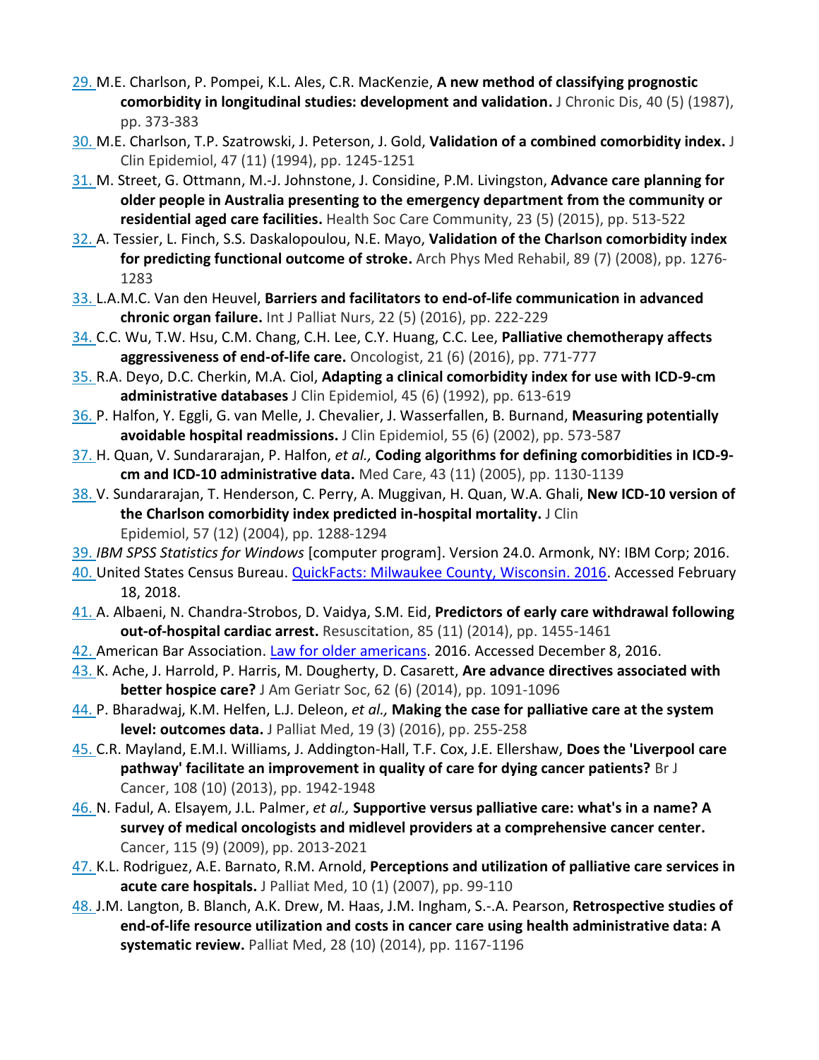29. M.E. Charlson, P. Pompei, K.L. Ales, C.R. MacKenzie, **A new method of classifying prognostic comorbidity in longitudinal studies: development and validation.** J Chronic Dis, 40 (5) (1987), pp. 373-383
30. M.E. Charlson, T.P. Szatrowski, J. Peterson, J. Gold, **Validation of a combined comorbidity index.** J Clin Epidemiol, 47 (11) (1994), pp. 1245-1251
31. M. Street, G. Ottmann, M.-J. Johnstone, J. Considine, P.M. Livingston, **Advance care planning for older people in Australia presenting to the emergency department from the community or residential aged care facilities.** Health Soc Care Community, 23 (5) (2015), pp. 513-522
32. A. Tessier, L. Finch, S.S. Daskalopoulou, N.E. Mayo, **Validation of the Charlson comorbidity index for predicting functional outcome of stroke.** Arch Phys Med Rehabil, 89 (7) (2008), pp. 1276-1283
33. L.A.M.C. Van den Heuvel, **Barriers and facilitators to end-of-life communication in advanced chronic organ failure.** Int J Palliat Nurs, 22 (5) (2016), pp. 222-229
34. C.C. Wu, T.W. Hsu, C.M. Chang, C.H. Lee, C.Y. Huang, C.C. Lee, **Palliative chemotherapy affects aggressiveness of end-of-life care.** Oncologist, 21 (6) (2016), pp. 771-777
35. R.A. Deyo, D.C. Cherkin, M.A. Ciol, **Adapting a clinical comorbidity index for use with ICD-9-cm administrative databases** J Clin Epidemiol, 45 (6) (1992), pp. 613-619
36. P. Halfon, Y. Eggli, G. van Melle, J. Chevalier, J. Wasserfallen, B. Burnand, **Measuring potentially avoidable hospital readmissions.** J Clin Epidemiol, 55 (6) (2002), pp. 573-587
37. H. Quan, V. Sundararajan, P. Halfon, *et al.,* **Coding algorithms for defining comorbidities in ICD-9-cm and ICD-10 administrative data.** Med Care, 43 (11) (2005), pp. 1130-1139
38. V. Sundararajan, T. Henderson, C. Perry, A. Muggivan, H. Quan, W.A. Ghali, **New ICD-10 version of the Charlson comorbidity index predicted in-hospital mortality.** J Clin Epidemiol, 57 (12) (2004), pp. 1288-1294
39. *IBM SPSS Statistics for Windows* [computer program]. Version 24.0. Armonk, NY: IBM Corp; 2016.
40. United States Census Bureau. QuickFacts: Milwaukee County, Wisconsin. 2016. Accessed February 18, 2018.
41. A. Albaeni, N. Chandra-Strobos, D. Vaidya, S.M. Eid, **Predictors of early care withdrawal following out-of-hospital cardiac arrest.** Resuscitation, 85 (11) (2014), pp. 1455-1461
42. American Bar Association. Law for older americans. 2016. Accessed December 8, 2016.
43. K. Ache, J. Harrold, P. Harris, M. Dougherty, D. Casarett, **Are advance directives associated with better hospice care?** J Am Geriatr Soc, 62 (6) (2014), pp. 1091-1096
44. P. Bharadwaj, K.M. Helfen, L.J. Deleon, *et al.,* **Making the case for palliative care at the system level: outcomes data.** J Palliat Med, 19 (3) (2016), pp. 255-258
45. C.R. Mayland, E.M.I. Williams, J. Addington-Hall, T.F. Cox, J.E. Ellershaw, **Does the 'Liverpool care pathway' facilitate an improvement in quality of care for dying cancer patients?** Br J Cancer, 108 (10) (2013), pp. 1942-1948
46. N. Fadul, A. Elsayem, J.L. Palmer, *et al.,* **Supportive versus palliative care: what's in a name? A survey of medical oncologists and midlevel providers at a comprehensive cancer center.** Cancer, 115 (9) (2009), pp. 2013-2021
47. K.L. Rodriguez, A.E. Barnato, R.M. Arnold, **Perceptions and utilization of palliative care services in acute care hospitals.** J Palliat Med, 10 (1) (2007), pp. 99-110
48. J.M. Langton, B. Blanch, A.K. Drew, M. Haas, J.M. Ingham, S.-A. Pearson, **Retrospective studies of end-of-life resource utilization and costs in cancer care using health administrative data: A systematic review.** Palliat Med, 28 (10) (2014), pp. 1167-1196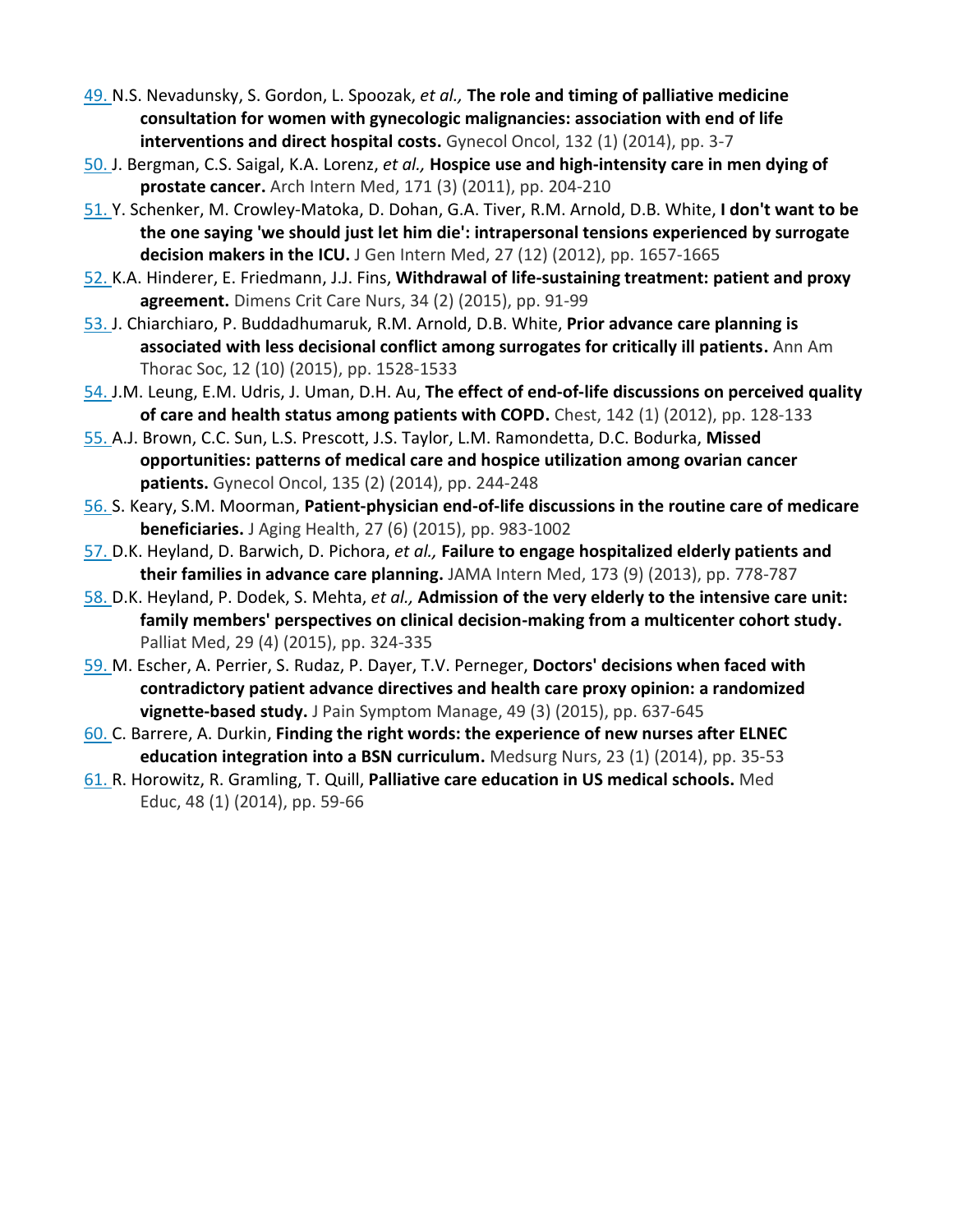49. N.S. Nevadunsky, S. Gordon, L. Spoozak, *et al.,* **The role and timing of palliative medicine consultation for women with gynecologic malignancies: association with end of life interventions and direct hospital costs.** Gynecol Oncol, 132 (1) (2014), pp. 3-7

50. J. Bergman, C.S. Saigal, K.A. Lorenz, *et al.,* **Hospice use and high-intensity care in men dying of prostate cancer.** Arch Intern Med, 171 (3) (2011), pp. 204-210

51. Y. Schenker, M. Crowley-Matoka, D. Dohan, G.A. Tiver, R.M. Arnold, D.B. White, **I don't want to be the one saying 'we should just let him die': intrapersonal tensions experienced by surrogate decision makers in the ICU.** J Gen Intern Med, 27 (12) (2012), pp. 1657-1665

52. K.A. Hinderer, E. Friedmann, J.J. Fins, **Withdrawal of life-sustaining treatment: patient and proxy agreement.** Dimens Crit Care Nurs, 34 (2) (2015), pp. 91-99

53. J. Chiarchiaro, P. Buddadhumaruk, R.M. Arnold, D.B. White, **Prior advance care planning is associated with less decisional conflict among surrogates for critically ill patients.** Ann Am Thorac Soc, 12 (10) (2015), pp. 1528-1533

54. J.M. Leung, E.M. Udris, J. Uman, D.H. Au, **The effect of end-of-life discussions on perceived quality of care and health status among patients with COPD.** Chest, 142 (1) (2012), pp. 128-133

55. A.J. Brown, C.C. Sun, L.S. Prescott, J.S. Taylor, L.M. Ramondetta, D.C. Bodurka, **Missed opportunities: patterns of medical care and hospice utilization among ovarian cancer patients.** Gynecol Oncol, 135 (2) (2014), pp. 244-248

56. S. Keary, S.M. Moorman, **Patient-physician end-of-life discussions in the routine care of medicare beneficiaries.** J Aging Health, 27 (6) (2015), pp. 983-1002

57. D.K. Heyland, D. Barwich, D. Pichora, *et al.,* **Failure to engage hospitalized elderly patients and their families in advance care planning.** JAMA Intern Med, 173 (9) (2013), pp. 778-787

58. D.K. Heyland, P. Dodek, S. Mehta, *et al.,* **Admission of the very elderly to the intensive care unit: family members' perspectives on clinical decision-making from a multicenter cohort study.** Palliat Med, 29 (4) (2015), pp. 324-335

59. M. Escher, A. Perrier, S. Rudaz, P. Dayer, T.V. Perneger, **Doctors' decisions when faced with contradictory patient advance directives and health care proxy opinion: a randomized vignette-based study.** J Pain Symptom Manage, 49 (3) (2015), pp. 637-645

60. C. Barrere, A. Durkin, **Finding the right words: the experience of new nurses after ELNEC education integration into a BSN curriculum.** Medsurg Nurs, 23 (1) (2014), pp. 35-53

61. R. Horowitz, R. Gramling, T. Quill, **Palliative care education in US medical schools.** Med Educ, 48 (1) (2014), pp. 59-66